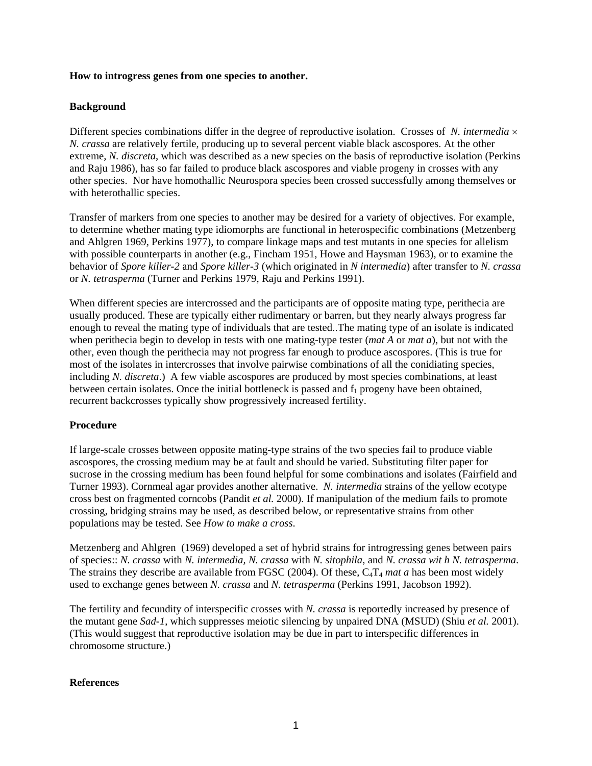**How to introgress genes from one species to another.**

**Background**

Different species combinations differ in the degree of reproductive isolation. Crosses of *N. intermedia* × *N. crassa* are relatively fertile, producing up to several percent viable black ascospores. At the other extreme, *N. discreta*, which was described as a new species on the basis of reproductive isolation (Perkins and Raju 1986), has so far failed to produce black ascospores and viable progeny in crosses with any other species. Nor have homothallic Neurospora species been crossed successfully among themselves or with heterothallic species.

Transfer of markers from one species to another may be desired for a variety of objectives. For example, to determine whether mating type idiomorphs are functional in heterospecific combinations (Metzenberg and Ahlgren 1969, Perkins 1977), to compare linkage maps and test mutants in one species for allelism with possible counterparts in another (e.g., Fincham 1951, Howe and Haysman 1963), or to examine the behavior of *Spore killer-2* and *Spore killer-3* (which originated in *N intermedia*) after transfer to *N. crassa* or *N. tetrasperma* (Turner and Perkins 1979, Raju and Perkins 1991).

When different species are intercrossed and the participants are of opposite mating type, perithecia are usually produced. These are typically either rudimentary or barren, but they nearly always progress far enough to reveal the mating type of individuals that are tested..The mating type of an isolate is indicated when perithecia begin to develop in tests with one mating-type tester (*mat A* or *mat a*), but not with the other, even though the perithecia may not progress far enough to produce ascospores. (This is true for most of the isolates in intercrosses that involve pairwise combinations of all the conidiating species, including *N. discreta*.) A few viable ascospores are produced by most species combinations, at least between certain isolates. Once the initial bottleneck is passed and $f_1$ progeny have been obtained, recurrent backcrosses typically show progressively increased fertility.

**Procedure**

If large-scale crosses between opposite mating-type strains of the two species fail to produce viable ascospores, the crossing medium may be at fault and should be varied. Substituting filter paper for sucrose in the crossing medium has been found helpful for some combinations and isolates (Fairfield and Turner 1993). Cornmeal agar provides another alternative. *N. intermedia* strains of the yellow ecotype cross best on fragmented corncobs (Pandit *et al.* 2000). If manipulation of the medium fails to promote crossing, bridging strains may be used, as described below, or representative strains from other populations may be tested. See *How to make a cross*.

Metzenberg and Ahlgren (1969) developed a set of hybrid strains for introgressing genes between pairs of species:: *N. crassa* with *N. intermedia*, *N. crassa* with *N. sitophila*, and *N. crassa wit h N. tetrasperma*. The strains they describe are available from FGSC (2004). Of these, $C_4T_4$ *mat a* has been most widely used to exchange genes between *N. crassa* and *N. tetrasperma* (Perkins 1991, Jacobson 1992).

The fertility and fecundity of interspecific crosses with *N. crassa* is reportedly increased by presence of the mutant gene *Sad-1*, which suppresses meiotic silencing by unpaired DNA (MSUD) (Shiu *et al.* 2001). (This would suggest that reproductive isolation may be due in part to interspecific differences in chromosome structure.)

**References**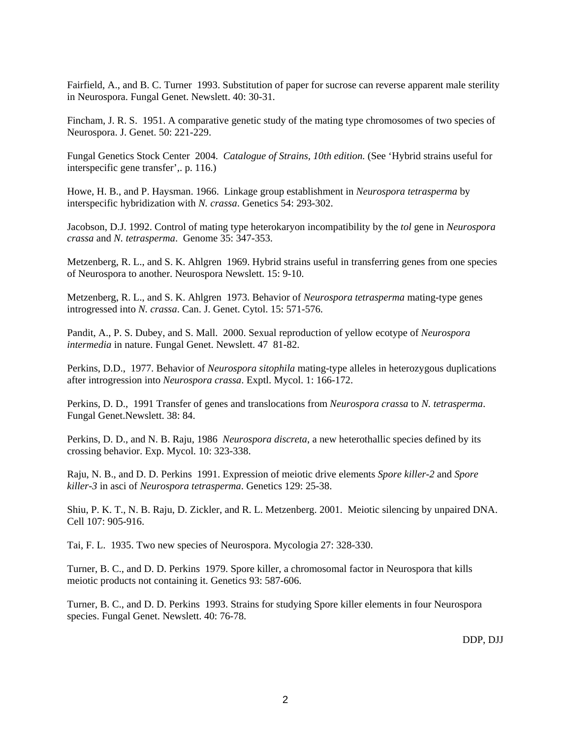Fairfield, A., and B. C. Turner 1993. Substitution of paper for sucrose can reverse apparent male sterility in Neurospora. Fungal Genet. Newslett. 40: 30-31.

Fincham, J. R. S. 1951. A comparative genetic study of the mating type chromosomes of two species of Neurospora. J. Genet. 50: 221-229.

Fungal Genetics Stock Center 2004. *Catalogue of Strains, 10th edition.* (See 'Hybrid strains useful for interspecific gene transfer',. p. 116.)

Howe, H. B., and P. Haysman. 1966. Linkage group establishment in *Neurospora tetrasperma* by interspecific hybridization with *N. crassa*. Genetics 54: 293-302.

Jacobson, D.J. 1992. Control of mating type heterokaryon incompatibility by the *tol* gene in *Neurospora crassa* and *N. tetrasperma*. Genome 35: 347-353.

Metzenberg, R. L., and S. K. Ahlgren 1969. Hybrid strains useful in transferring genes from one species of Neurospora to another. Neurospora Newslett. 15: 9-10.

Metzenberg, R. L., and S. K. Ahlgren 1973. Behavior of *Neurospora tetrasperma* mating-type genes introgressed into *N. crassa*. Can. J. Genet. Cytol. 15: 571-576.

Pandit, A., P. S. Dubey, and S. Mall. 2000. Sexual reproduction of yellow ecotype of *Neurospora intermedia* in nature. Fungal Genet. Newslett. 47 81-82.

Perkins, D.D., 1977. Behavior of *Neurospora sitophila* mating-type alleles in heterozygous duplications after introgression into *Neurospora crassa*. Exptl. Mycol. 1: 166-172.

Perkins, D. D., 1991 Transfer of genes and translocations from *Neurospora crassa* to *N. tetrasperma*. Fungal Genet.Newslett. 38: 84.

Perkins, D. D., and N. B. Raju, 1986 *Neurospora discreta*, a new heterothallic species defined by its crossing behavior. Exp. Mycol. 10: 323-338.

Raju, N. B., and D. D. Perkins 1991. Expression of meiotic drive elements *Spore killer-2* and *Spore killer-3* in asci of *Neurospora tetrasperma*. Genetics 129: 25-38.

Shiu, P. K. T., N. B. Raju, D. Zickler, and R. L. Metzenberg. 2001. Meiotic silencing by unpaired DNA. Cell 107: 905-916.

Tai, F. L. 1935. Two new species of Neurospora. Mycologia 27: 328-330.

Turner, B. C., and D. D. Perkins 1979. Spore killer, a chromosomal factor in Neurospora that kills meiotic products not containing it. Genetics 93: 587-606.

Turner, B. C., and D. D. Perkins 1993. Strains for studying Spore killer elements in four Neurospora species. Fungal Genet. Newslett. 40: 76-78.

DDP, DJJ